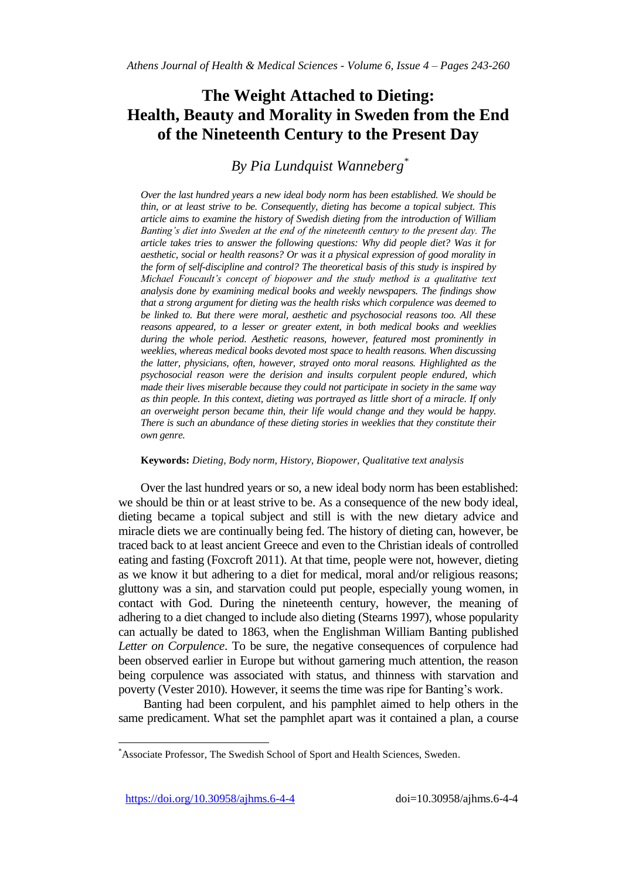# The Weight Attached to Dieting: Health, Beauty and Morality in Sweden from the End of the Nineteenth Century to the Present Day

## *By Pia Lundquist Wanneberg*[*]

*Over the last hundred years a new ideal body norm has been established. We should be thin, or at least strive to be. Consequently, dieting has become a topical subject. This article aims to examine the history of Swedish dieting from the introduction of William Banting's diet into Sweden at the end of the nineteenth century to the present day. The article takes tries to answer the following questions: Why did people diet? Was it for aesthetic, social or health reasons? Or was it a physical expression of good morality in the form of self-discipline and control? The theoretical basis of this study is inspired by Michael Foucault's concept of biopower and the study method is a qualitative text analysis done by examining medical books and weekly newspapers. The findings show that a strong argument for dieting was the health risks which corpulence was deemed to be linked to. But there were moral, aesthetic and psychosocial reasons too. All these reasons appeared, to a lesser or greater extent, in both medical books and weeklies during the whole period. Aesthetic reasons, however, featured most prominently in weeklies, whereas medical books devoted most space to health reasons. When discussing the latter, physicians, often, however, strayed onto moral reasons. Highlighted as the psychosocial reason were the derision and insults corpulent people endured, which made their lives miserable because they could not participate in society in the same way as thin people. In this context, dieting was portrayed as little short of a miracle. If only an overweight person became thin, their life would change and they would be happy. There is such an abundance of these dieting stories in weeklies that they constitute their own genre.*

**Keywords:** *Dieting, Body norm, History, Biopower, Qualitative text analysis*

Over the last hundred years or so, a new ideal body norm has been established: we should be thin or at least strive to be. As a consequence of the new body ideal, dieting became a topical subject and still is with the new dietary advice and miracle diets we are continually being fed. The history of dieting can, however, be traced back to at least ancient Greece and even to the Christian ideals of controlled eating and fasting (Foxcroft 2011). At that time, people were not, however, dieting as we know it but adhering to a diet for medical, moral and/or religious reasons; gluttony was a sin, and starvation could put people, especially young women, in contact with God. During the nineteenth century, however, the meaning of adhering to a diet changed to include also dieting (Stearns 1997), whose popularity can actually be dated to 1863, when the Englishman William Banting published *Letter on Corpulence*. To be sure, the negative consequences of corpulence had been observed earlier in Europe but without garnering much attention, the reason being corpulence was associated with status, and thinness with starvation and poverty (Vester 2010). However, it seems the time was ripe for Banting's work.

Banting had been corpulent, and his pamphlet aimed to help others in the same predicament. What set the pamphlet apart was it contained a plan, a course

[*]Associate Professor, The Swedish School of Sport and Health Sciences, Sweden.

https://doi.org/10.30958/ajhms.6-4-4 doi=10.30958/ajhms.6-4-4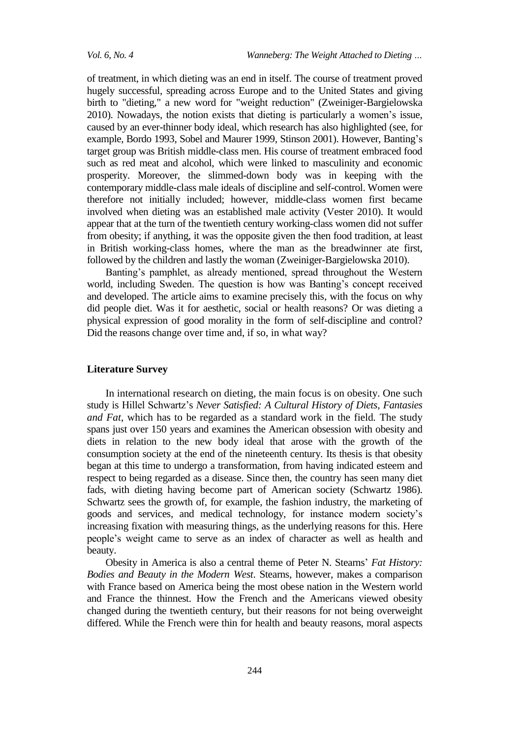of treatment, in which dieting was an end in itself. The course of treatment proved hugely successful, spreading across Europe and to the United States and giving birth to "dieting," a new word for "weight reduction" (Zweiniger-Bargielowska 2010). Nowadays, the notion exists that dieting is particularly a women's issue, caused by an ever-thinner body ideal, which research has also highlighted (see, for example, Bordo 1993, Sobel and Maurer 1999, Stinson 2001). However, Banting's target group was British middle-class men. His course of treatment embraced food such as red meat and alcohol, which were linked to masculinity and economic prosperity. Moreover, the slimmed-down body was in keeping with the contemporary middle-class male ideals of discipline and self-control. Women were therefore not initially included; however, middle-class women first became involved when dieting was an established male activity (Vester 2010). It would appear that at the turn of the twentieth century working-class women did not suffer from obesity; if anything, it was the opposite given the then food tradition, at least in British working-class homes, where the man as the breadwinner ate first, followed by the children and lastly the woman (Zweiniger-Bargielowska 2010).

Banting's pamphlet, as already mentioned, spread throughout the Western world, including Sweden. The question is how was Banting's concept received and developed. The article aims to examine precisely this, with the focus on why did people diet. Was it for aesthetic, social or health reasons? Or was dieting a physical expression of good morality in the form of self-discipline and control? Did the reasons change over time and, if so, in what way?

## Literature Survey

In international research on dieting, the main focus is on obesity. One such study is Hillel Schwartz's *Never Satisfied: A Cultural History of Diets, Fantasies and Fat*, which has to be regarded as a standard work in the field. The study spans just over 150 years and examines the American obsession with obesity and diets in relation to the new body ideal that arose with the growth of the consumption society at the end of the nineteenth century. Its thesis is that obesity began at this time to undergo a transformation, from having indicated esteem and respect to being regarded as a disease. Since then, the country has seen many diet fads, with dieting having become part of American society (Schwartz 1986). Schwartz sees the growth of, for example, the fashion industry, the marketing of goods and services, and medical technology, for instance modern society's increasing fixation with measuring things, as the underlying reasons for this. Here people's weight came to serve as an index of character as well as health and beauty.

Obesity in America is also a central theme of Peter N. Stearns' *Fat History: Bodies and Beauty in the Modern West*. Stearns, however, makes a comparison with France based on America being the most obese nation in the Western world and France the thinnest. How the French and the Americans viewed obesity changed during the twentieth century, but their reasons for not being overweight differed. While the French were thin for health and beauty reasons, moral aspects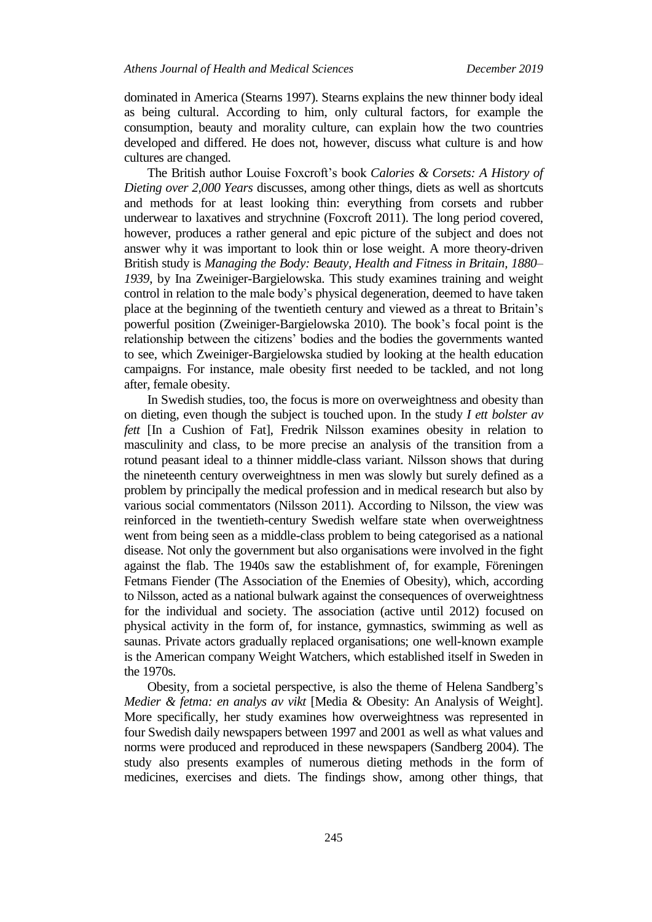dominated in America (Stearns 1997). Stearns explains the new thinner body ideal as being cultural. According to him, only cultural factors, for example the consumption, beauty and morality culture, can explain how the two countries developed and differed. He does not, however, discuss what culture is and how cultures are changed.

The British author Louise Foxcroft's book *Calories & Corsets: A History of Dieting over 2,000 Years* discusses, among other things, diets as well as shortcuts and methods for at least looking thin: everything from corsets and rubber underwear to laxatives and strychnine (Foxcroft 2011). The long period covered, however, produces a rather general and epic picture of the subject and does not answer why it was important to look thin or lose weight. A more theory-driven British study is *Managing the Body: Beauty, Health and Fitness in Britain, 1880–1939*, by Ina Zweiniger-Bargielowska. This study examines training and weight control in relation to the male body's physical degeneration, deemed to have taken place at the beginning of the twentieth century and viewed as a threat to Britain's powerful position (Zweiniger-Bargielowska 2010). The book's focal point is the relationship between the citizens' bodies and the bodies the governments wanted to see, which Zweiniger-Bargielowska studied by looking at the health education campaigns. For instance, male obesity first needed to be tackled, and not long after, female obesity.

In Swedish studies, too, the focus is more on overweightness and obesity than on dieting, even though the subject is touched upon. In the study *I ett bolster av fett* [In a Cushion of Fat], Fredrik Nilsson examines obesity in relation to masculinity and class, to be more precise an analysis of the transition from a rotund peasant ideal to a thinner middle-class variant. Nilsson shows that during the nineteenth century overweightness in men was slowly but surely defined as a problem by principally the medical profession and in medical research but also by various social commentators (Nilsson 2011). According to Nilsson, the view was reinforced in the twentieth-century Swedish welfare state when overweightness went from being seen as a middle-class problem to being categorised as a national disease. Not only the government but also organisations were involved in the fight against the flab. The 1940s saw the establishment of, for example, Föreningen Fetmans Fiender (The Association of the Enemies of Obesity), which, according to Nilsson, acted as a national bulwark against the consequences of overweightness for the individual and society. The association (active until 2012) focused on physical activity in the form of, for instance, gymnastics, swimming as well as saunas. Private actors gradually replaced organisations; one well-known example is the American company Weight Watchers, which established itself in Sweden in the 1970s.

Obesity, from a societal perspective, is also the theme of Helena Sandberg's *Medier & fetma: en analys av vikt* [Media & Obesity: An Analysis of Weight]. More specifically, her study examines how overweightness was represented in four Swedish daily newspapers between 1997 and 2001 as well as what values and norms were produced and reproduced in these newspapers (Sandberg 2004). The study also presents examples of numerous dieting methods in the form of medicines, exercises and diets. The findings show, among other things, that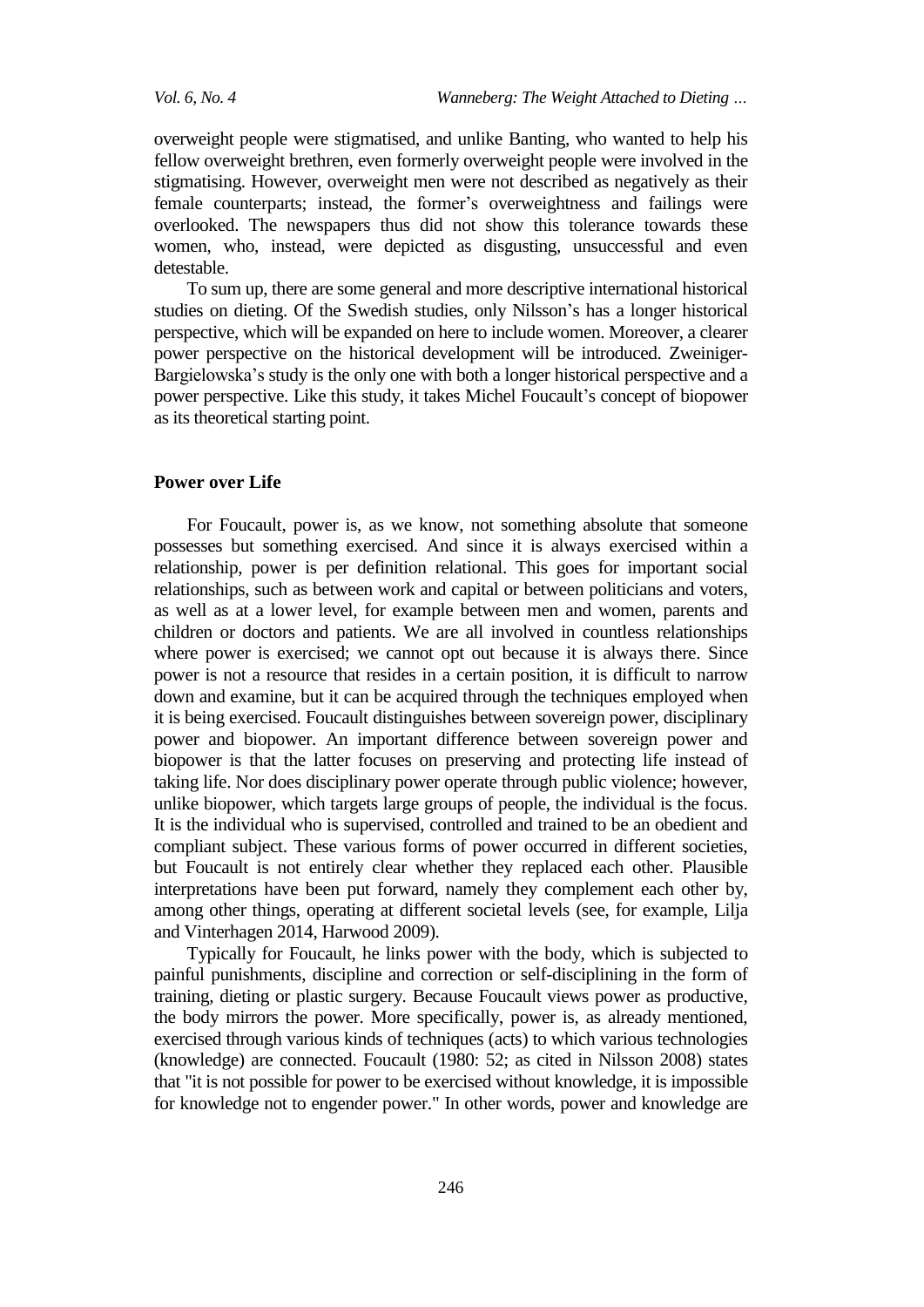overweight people were stigmatised, and unlike Banting, who wanted to help his fellow overweight brethren, even formerly overweight people were involved in the stigmatising. However, overweight men were not described as negatively as their female counterparts; instead, the former's overweightness and failings were overlooked. The newspapers thus did not show this tolerance towards these women, who, instead, were depicted as disgusting, unsuccessful and even detestable.

To sum up, there are some general and more descriptive international historical studies on dieting. Of the Swedish studies, only Nilsson's has a longer historical perspective, which will be expanded on here to include women. Moreover, a clearer power perspective on the historical development will be introduced. Zweiniger-Bargielowska's study is the only one with both a longer historical perspective and a power perspective. Like this study, it takes Michel Foucault's concept of biopower as its theoretical starting point.

## Power over Life

For Foucault, power is, as we know, not something absolute that someone possesses but something exercised. And since it is always exercised within a relationship, power is per definition relational. This goes for important social relationships, such as between work and capital or between politicians and voters, as well as at a lower level, for example between men and women, parents and children or doctors and patients. We are all involved in countless relationships where power is exercised; we cannot opt out because it is always there. Since power is not a resource that resides in a certain position, it is difficult to narrow down and examine, but it can be acquired through the techniques employed when it is being exercised. Foucault distinguishes between sovereign power, disciplinary power and biopower. An important difference between sovereign power and biopower is that the latter focuses on preserving and protecting life instead of taking life. Nor does disciplinary power operate through public violence; however, unlike biopower, which targets large groups of people, the individual is the focus. It is the individual who is supervised, controlled and trained to be an obedient and compliant subject. These various forms of power occurred in different societies, but Foucault is not entirely clear whether they replaced each other. Plausible interpretations have been put forward, namely they complement each other by, among other things, operating at different societal levels (see, for example, Lilja and Vinterhagen 2014, Harwood 2009).

Typically for Foucault, he links power with the body, which is subjected to painful punishments, discipline and correction or self-disciplining in the form of training, dieting or plastic surgery. Because Foucault views power as productive, the body mirrors the power. More specifically, power is, as already mentioned, exercised through various kinds of techniques (acts) to which various technologies (knowledge) are connected. Foucault (1980: 52; as cited in Nilsson 2008) states that "it is not possible for power to be exercised without knowledge, it is impossible for knowledge not to engender power." In other words, power and knowledge are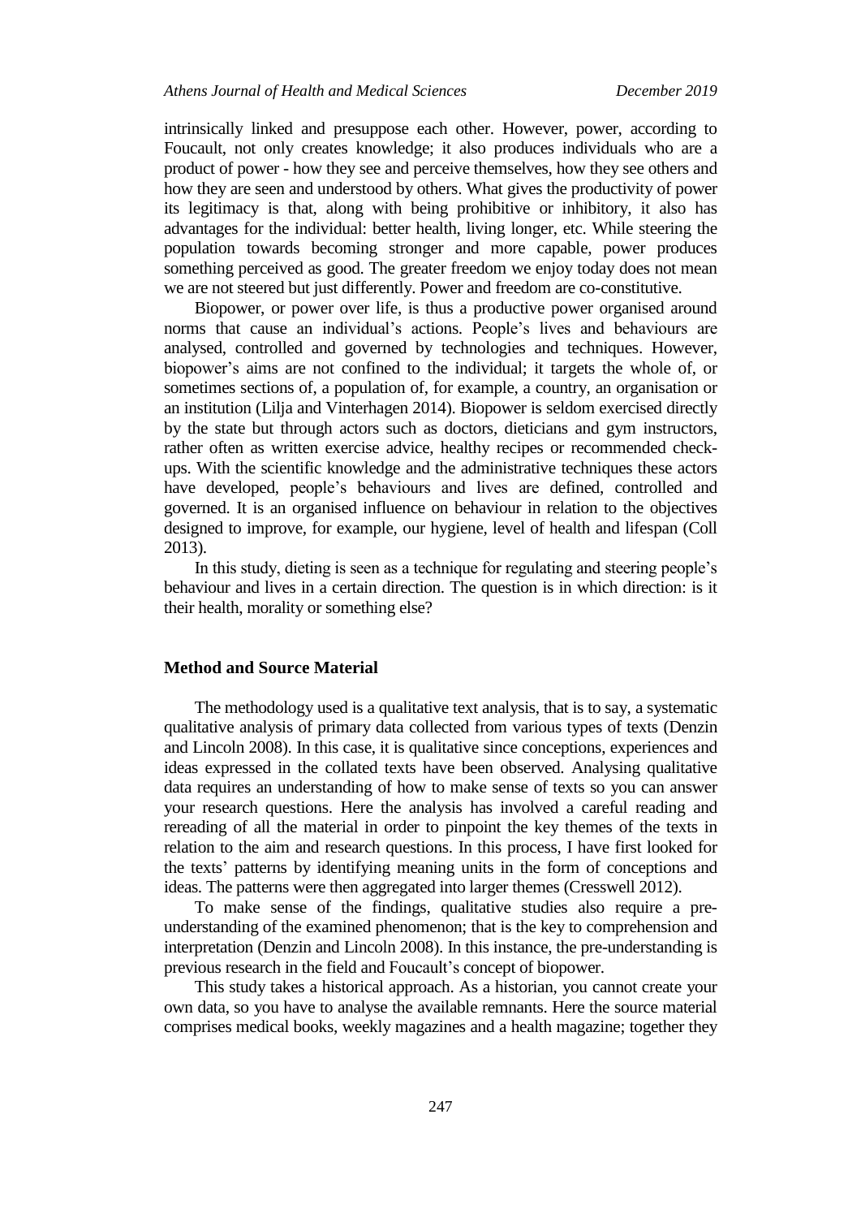intrinsically linked and presuppose each other. However, power, according to Foucault, not only creates knowledge; it also produces individuals who are a product of power - how they see and perceive themselves, how they see others and how they are seen and understood by others. What gives the productivity of power its legitimacy is that, along with being prohibitive or inhibitory, it also has advantages for the individual: better health, living longer, etc. While steering the population towards becoming stronger and more capable, power produces something perceived as good. The greater freedom we enjoy today does not mean we are not steered but just differently. Power and freedom are co-constitutive.

Biopower, or power over life, is thus a productive power organised around norms that cause an individual's actions. People's lives and behaviours are analysed, controlled and governed by technologies and techniques. However, biopower's aims are not confined to the individual; it targets the whole of, or sometimes sections of, a population of, for example, a country, an organisation or an institution (Lilja and Vinterhagen 2014). Biopower is seldom exercised directly by the state but through actors such as doctors, dieticians and gym instructors, rather often as written exercise advice, healthy recipes or recommended check-ups. With the scientific knowledge and the administrative techniques these actors have developed, people's behaviours and lives are defined, controlled and governed. It is an organised influence on behaviour in relation to the objectives designed to improve, for example, our hygiene, level of health and lifespan (Coll 2013).

In this study, dieting is seen as a technique for regulating and steering people's behaviour and lives in a certain direction. The question is in which direction: is it their health, morality or something else?

## Method and Source Material

The methodology used is a qualitative text analysis, that is to say, a systematic qualitative analysis of primary data collected from various types of texts (Denzin and Lincoln 2008). In this case, it is qualitative since conceptions, experiences and ideas expressed in the collated texts have been observed. Analysing qualitative data requires an understanding of how to make sense of texts so you can answer your research questions. Here the analysis has involved a careful reading and rereading of all the material in order to pinpoint the key themes of the texts in relation to the aim and research questions. In this process, I have first looked for the texts' patterns by identifying meaning units in the form of conceptions and ideas. The patterns were then aggregated into larger themes (Cresswell 2012).

To make sense of the findings, qualitative studies also require a pre-understanding of the examined phenomenon; that is the key to comprehension and interpretation (Denzin and Lincoln 2008). In this instance, the pre-understanding is previous research in the field and Foucault's concept of biopower.

This study takes a historical approach. As a historian, you cannot create your own data, so you have to analyse the available remnants. Here the source material comprises medical books, weekly magazines and a health magazine; together they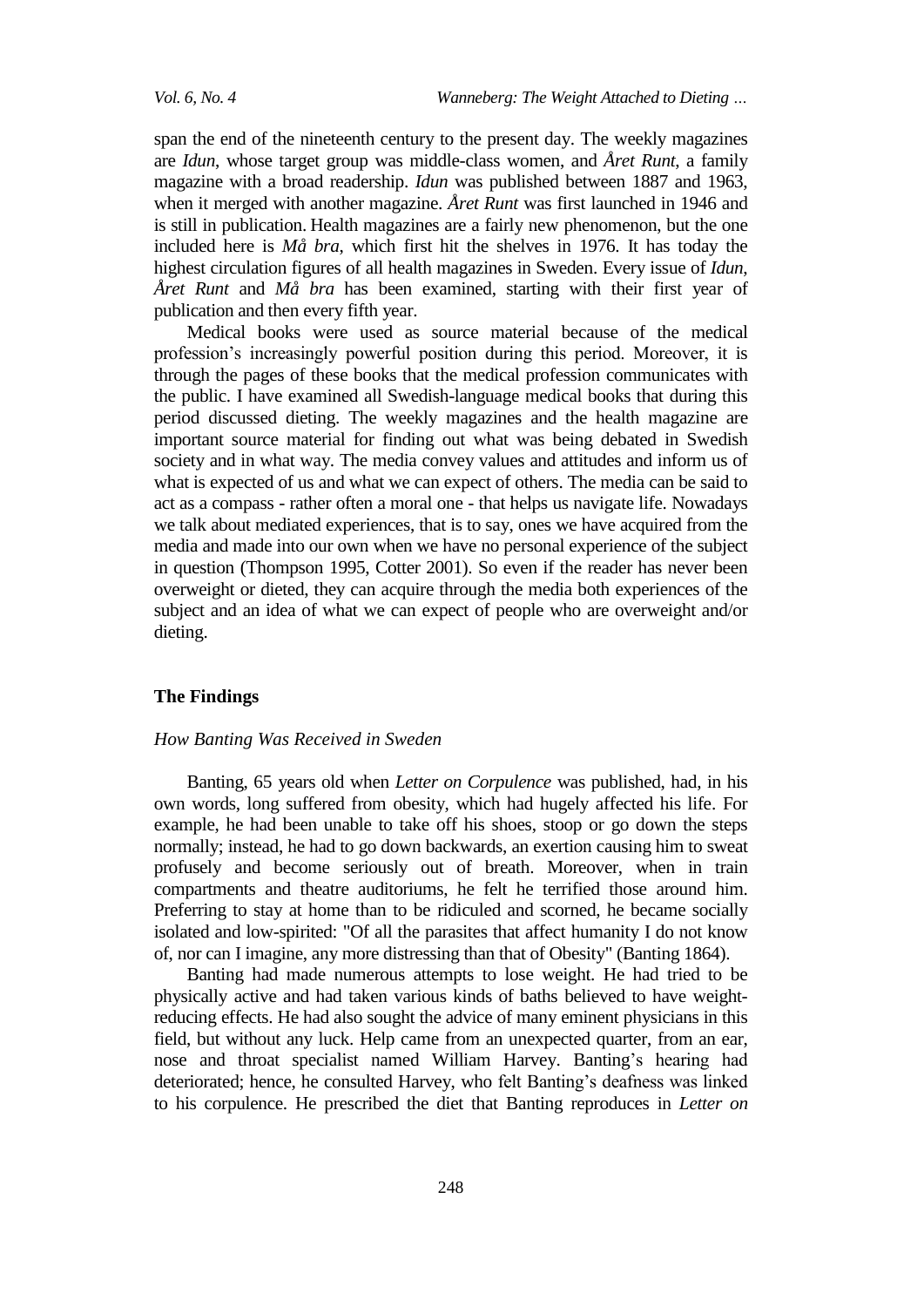span the end of the nineteenth century to the present day. The weekly magazines are *Idun*, whose target group was middle-class women, and *Året Runt*, a family magazine with a broad readership. *Idun* was published between 1887 and 1963, when it merged with another magazine. *Året Runt* was first launched in 1946 and is still in publication. Health magazines are a fairly new phenomenon, but the one included here is *Må bra*, which first hit the shelves in 1976. It has today the highest circulation figures of all health magazines in Sweden. Every issue of *Idun*, *Året Runt* and *Må bra* has been examined, starting with their first year of publication and then every fifth year.

Medical books were used as source material because of the medical profession's increasingly powerful position during this period. Moreover, it is through the pages of these books that the medical profession communicates with the public. I have examined all Swedish-language medical books that during this period discussed dieting. The weekly magazines and the health magazine are important source material for finding out what was being debated in Swedish society and in what way. The media convey values and attitudes and inform us of what is expected of us and what we can expect of others. The media can be said to act as a compass - rather often a moral one - that helps us navigate life. Nowadays we talk about mediated experiences, that is to say, ones we have acquired from the media and made into our own when we have no personal experience of the subject in question (Thompson 1995, Cotter 2001). So even if the reader has never been overweight or dieted, they can acquire through the media both experiences of the subject and an idea of what we can expect of people who are overweight and/or dieting.

## The Findings

### *How Banting Was Received in Sweden*

Banting, 65 years old when *Letter on Corpulence* was published, had, in his own words, long suffered from obesity, which had hugely affected his life. For example, he had been unable to take off his shoes, stoop or go down the steps normally; instead, he had to go down backwards, an exertion causing him to sweat profusely and become seriously out of breath. Moreover, when in train compartments and theatre auditoriums, he felt he terrified those around him. Preferring to stay at home than to be ridiculed and scorned, he became socially isolated and low-spirited: "Of all the parasites that affect humanity I do not know of, nor can I imagine, any more distressing than that of Obesity" (Banting 1864).

Banting had made numerous attempts to lose weight. He had tried to be physically active and had taken various kinds of baths believed to have weight-reducing effects. He had also sought the advice of many eminent physicians in this field, but without any luck. Help came from an unexpected quarter, from an ear, nose and throat specialist named William Harvey. Banting's hearing had deteriorated; hence, he consulted Harvey, who felt Banting's deafness was linked to his corpulence. He prescribed the diet that Banting reproduces in *Letter on*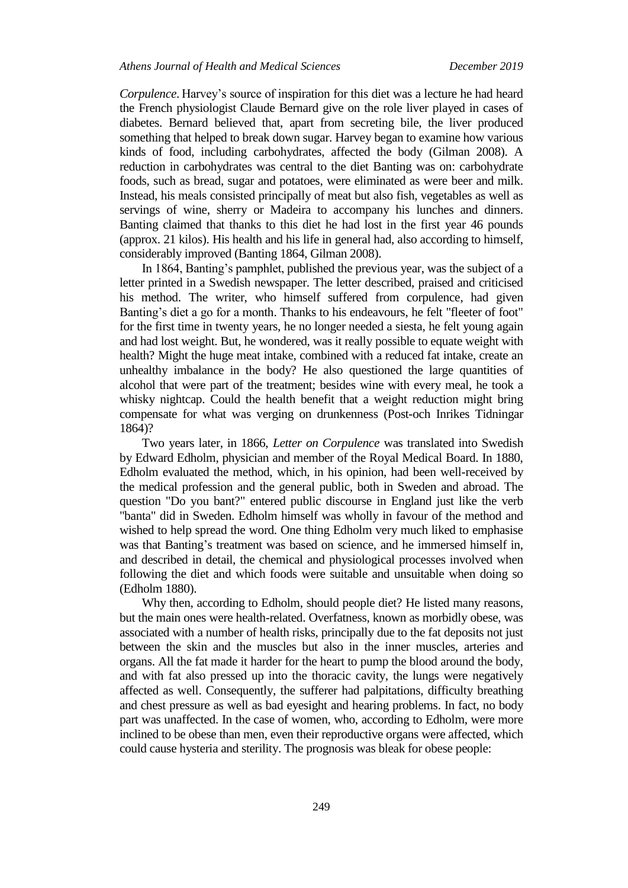*Corpulence*. Harvey's source of inspiration for this diet was a lecture he had heard the French physiologist Claude Bernard give on the role liver played in cases of diabetes. Bernard believed that, apart from secreting bile, the liver produced something that helped to break down sugar. Harvey began to examine how various kinds of food, including carbohydrates, affected the body (Gilman 2008). A reduction in carbohydrates was central to the diet Banting was on: carbohydrate foods, such as bread, sugar and potatoes, were eliminated as were beer and milk. Instead, his meals consisted principally of meat but also fish, vegetables as well as servings of wine, sherry or Madeira to accompany his lunches and dinners. Banting claimed that thanks to this diet he had lost in the first year 46 pounds (approx. 21 kilos). His health and his life in general had, also according to himself, considerably improved (Banting 1864, Gilman 2008).

In 1864, Banting's pamphlet, published the previous year, was the subject of a letter printed in a Swedish newspaper. The letter described, praised and criticised his method. The writer, who himself suffered from corpulence, had given Banting's diet a go for a month. Thanks to his endeavours, he felt "fleeter of foot" for the first time in twenty years, he no longer needed a siesta, he felt young again and had lost weight. But, he wondered, was it really possible to equate weight with health? Might the huge meat intake, combined with a reduced fat intake, create an unhealthy imbalance in the body? He also questioned the large quantities of alcohol that were part of the treatment; besides wine with every meal, he took a whisky nightcap. Could the health benefit that a weight reduction might bring compensate for what was verging on drunkenness (Post-och Inrikes Tidningar 1864)?

Two years later, in 1866, *Letter on Corpulence* was translated into Swedish by Edward Edholm, physician and member of the Royal Medical Board. In 1880, Edholm evaluated the method, which, in his opinion, had been well-received by the medical profession and the general public, both in Sweden and abroad. The question "Do you bant?" entered public discourse in England just like the verb "banta" did in Sweden. Edholm himself was wholly in favour of the method and wished to help spread the word. One thing Edholm very much liked to emphasise was that Banting's treatment was based on science, and he immersed himself in, and described in detail, the chemical and physiological processes involved when following the diet and which foods were suitable and unsuitable when doing so (Edholm 1880).

Why then, according to Edholm, should people diet? He listed many reasons, but the main ones were health-related. Overfatness, known as morbidly obese, was associated with a number of health risks, principally due to the fat deposits not just between the skin and the muscles but also in the inner muscles, arteries and organs. All the fat made it harder for the heart to pump the blood around the body, and with fat also pressed up into the thoracic cavity, the lungs were negatively affected as well. Consequently, the sufferer had palpitations, difficulty breathing and chest pressure as well as bad eyesight and hearing problems. In fact, no body part was unaffected. In the case of women, who, according to Edholm, were more inclined to be obese than men, even their reproductive organs were affected, which could cause hysteria and sterility. The prognosis was bleak for obese people: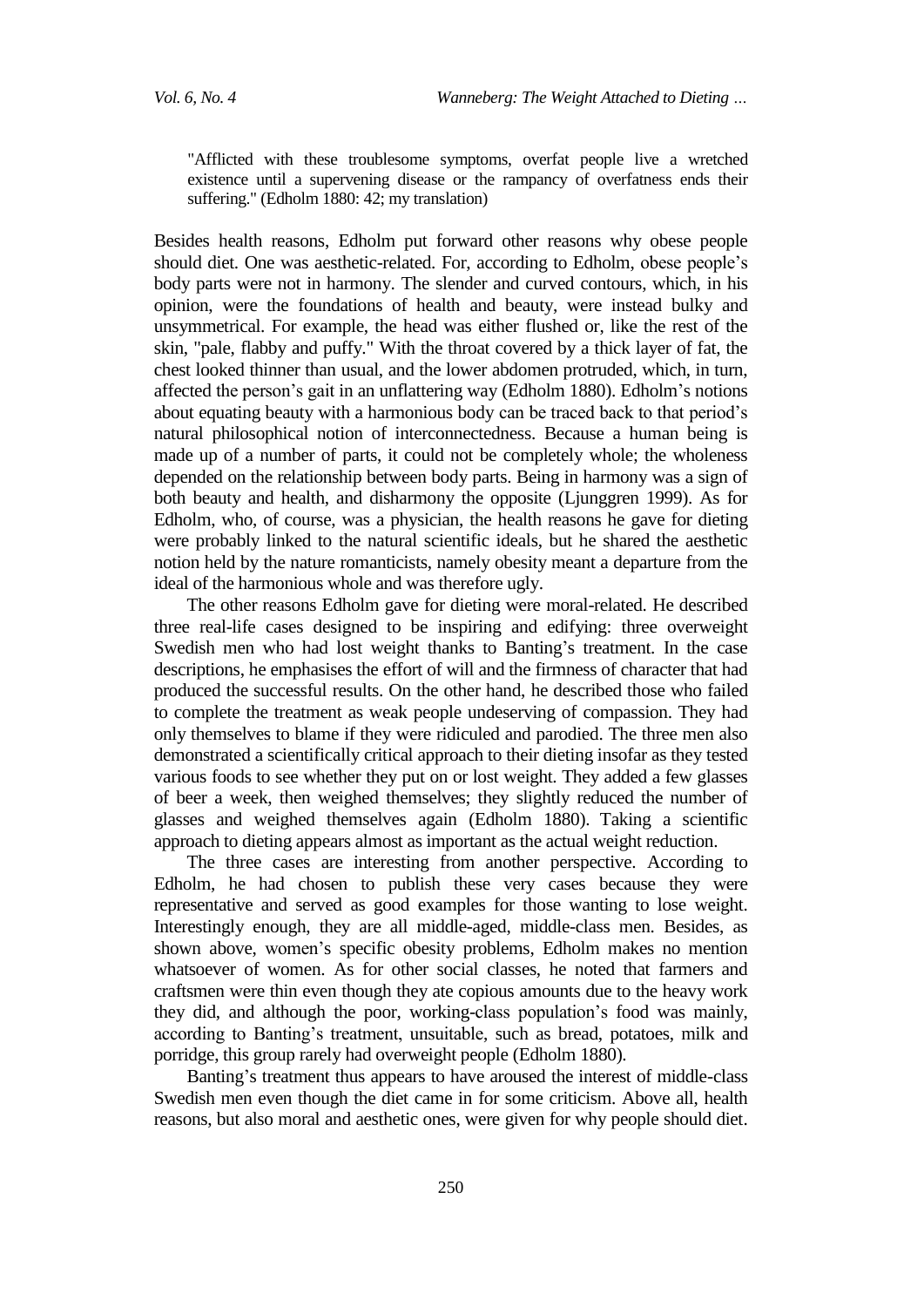> "Afflicted with these troublesome symptoms, overfat people live a wretched existence until a supervening disease or the rampancy of overfatness ends their suffering." (Edholm 1880: 42; my translation)

Besides health reasons, Edholm put forward other reasons why obese people should diet. One was aesthetic-related. For, according to Edholm, obese people's body parts were not in harmony. The slender and curved contours, which, in his opinion, were the foundations of health and beauty, were instead bulky and unsymmetrical. For example, the head was either flushed or, like the rest of the skin, "pale, flabby and puffy." With the throat covered by a thick layer of fat, the chest looked thinner than usual, and the lower abdomen protruded, which, in turn, affected the person's gait in an unflattering way (Edholm 1880). Edholm's notions about equating beauty with a harmonious body can be traced back to that period's natural philosophical notion of interconnectedness. Because a human being is made up of a number of parts, it could not be completely whole; the wholeness depended on the relationship between body parts. Being in harmony was a sign of both beauty and health, and disharmony the opposite (Ljunggren 1999). As for Edholm, who, of course, was a physician, the health reasons he gave for dieting were probably linked to the natural scientific ideals, but he shared the aesthetic notion held by the nature romanticists, namely obesity meant a departure from the ideal of the harmonious whole and was therefore ugly.

The other reasons Edholm gave for dieting were moral-related. He described three real-life cases designed to be inspiring and edifying: three overweight Swedish men who had lost weight thanks to Banting's treatment. In the case descriptions, he emphasises the effort of will and the firmness of character that had produced the successful results. On the other hand, he described those who failed to complete the treatment as weak people undeserving of compassion. They had only themselves to blame if they were ridiculed and parodied. The three men also demonstrated a scientifically critical approach to their dieting insofar as they tested various foods to see whether they put on or lost weight. They added a few glasses of beer a week, then weighed themselves; they slightly reduced the number of glasses and weighed themselves again (Edholm 1880). Taking a scientific approach to dieting appears almost as important as the actual weight reduction.

The three cases are interesting from another perspective. According to Edholm, he had chosen to publish these very cases because they were representative and served as good examples for those wanting to lose weight. Interestingly enough, they are all middle-aged, middle-class men. Besides, as shown above, women's specific obesity problems, Edholm makes no mention whatsoever of women. As for other social classes, he noted that farmers and craftsmen were thin even though they ate copious amounts due to the heavy work they did, and although the poor, working-class population's food was mainly, according to Banting's treatment, unsuitable, such as bread, potatoes, milk and porridge, this group rarely had overweight people (Edholm 1880).

Banting's treatment thus appears to have aroused the interest of middle-class Swedish men even though the diet came in for some criticism. Above all, health reasons, but also moral and aesthetic ones, were given for why people should diet.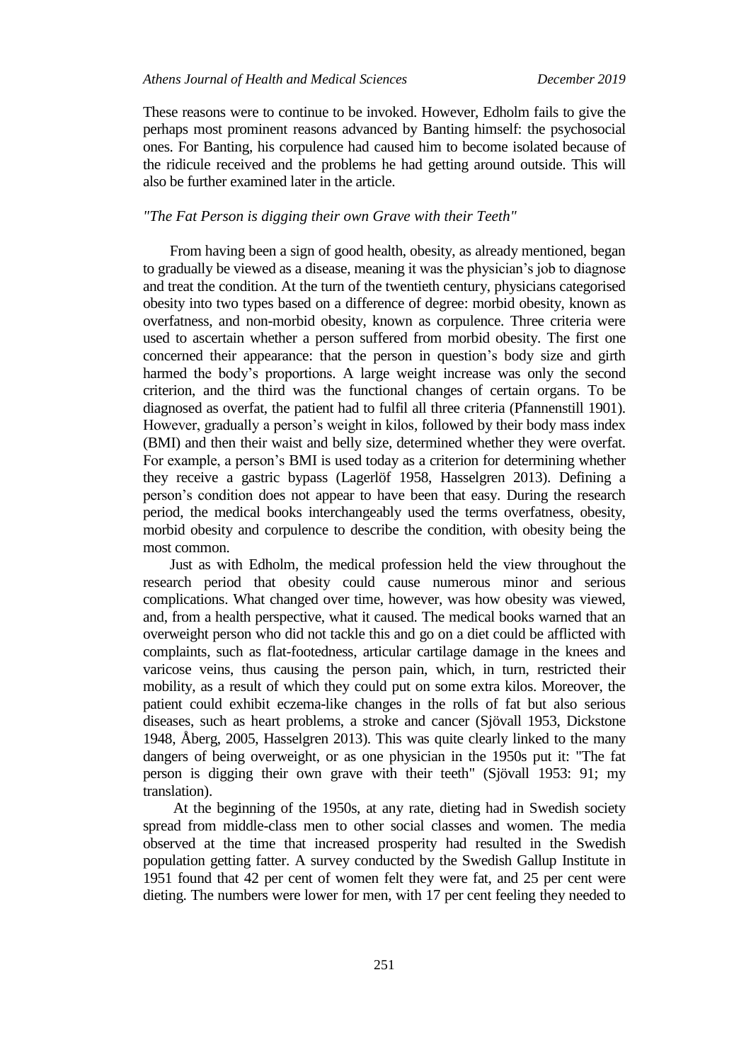These reasons were to continue to be invoked. However, Edholm fails to give the perhaps most prominent reasons advanced by Banting himself: the psychosocial ones. For Banting, his corpulence had caused him to become isolated because of the ridicule received and the problems he had getting around outside. This will also be further examined later in the article.

### *"The Fat Person is digging their own Grave with their Teeth"*

From having been a sign of good health, obesity, as already mentioned, began to gradually be viewed as a disease, meaning it was the physician's job to diagnose and treat the condition. At the turn of the twentieth century, physicians categorised obesity into two types based on a difference of degree: morbid obesity, known as overfatness, and non-morbid obesity, known as corpulence. Three criteria were used to ascertain whether a person suffered from morbid obesity. The first one concerned their appearance: that the person in question's body size and girth harmed the body's proportions. A large weight increase was only the second criterion, and the third was the functional changes of certain organs. To be diagnosed as overfat, the patient had to fulfil all three criteria (Pfannenstill 1901). However, gradually a person's weight in kilos, followed by their body mass index (BMI) and then their waist and belly size, determined whether they were overfat. For example, a person's BMI is used today as a criterion for determining whether they receive a gastric bypass (Lagerlöf 1958, Hasselgren 2013). Defining a person's condition does not appear to have been that easy. During the research period, the medical books interchangeably used the terms overfatness, obesity, morbid obesity and corpulence to describe the condition, with obesity being the most common.

Just as with Edholm, the medical profession held the view throughout the research period that obesity could cause numerous minor and serious complications. What changed over time, however, was how obesity was viewed, and, from a health perspective, what it caused. The medical books warned that an overweight person who did not tackle this and go on a diet could be afflicted with complaints, such as flat-footedness, articular cartilage damage in the knees and varicose veins, thus causing the person pain, which, in turn, restricted their mobility, as a result of which they could put on some extra kilos. Moreover, the patient could exhibit eczema-like changes in the rolls of fat but also serious diseases, such as heart problems, a stroke and cancer (Sjövall 1953, Dickstone 1948, Åberg, 2005, Hasselgren 2013). This was quite clearly linked to the many dangers of being overweight, or as one physician in the 1950s put it: "The fat person is digging their own grave with their teeth" (Sjövall 1953: 91; my translation).

At the beginning of the 1950s, at any rate, dieting had in Swedish society spread from middle-class men to other social classes and women. The media observed at the time that increased prosperity had resulted in the Swedish population getting fatter. A survey conducted by the Swedish Gallup Institute in 1951 found that 42 per cent of women felt they were fat, and 25 per cent were dieting. The numbers were lower for men, with 17 per cent feeling they needed to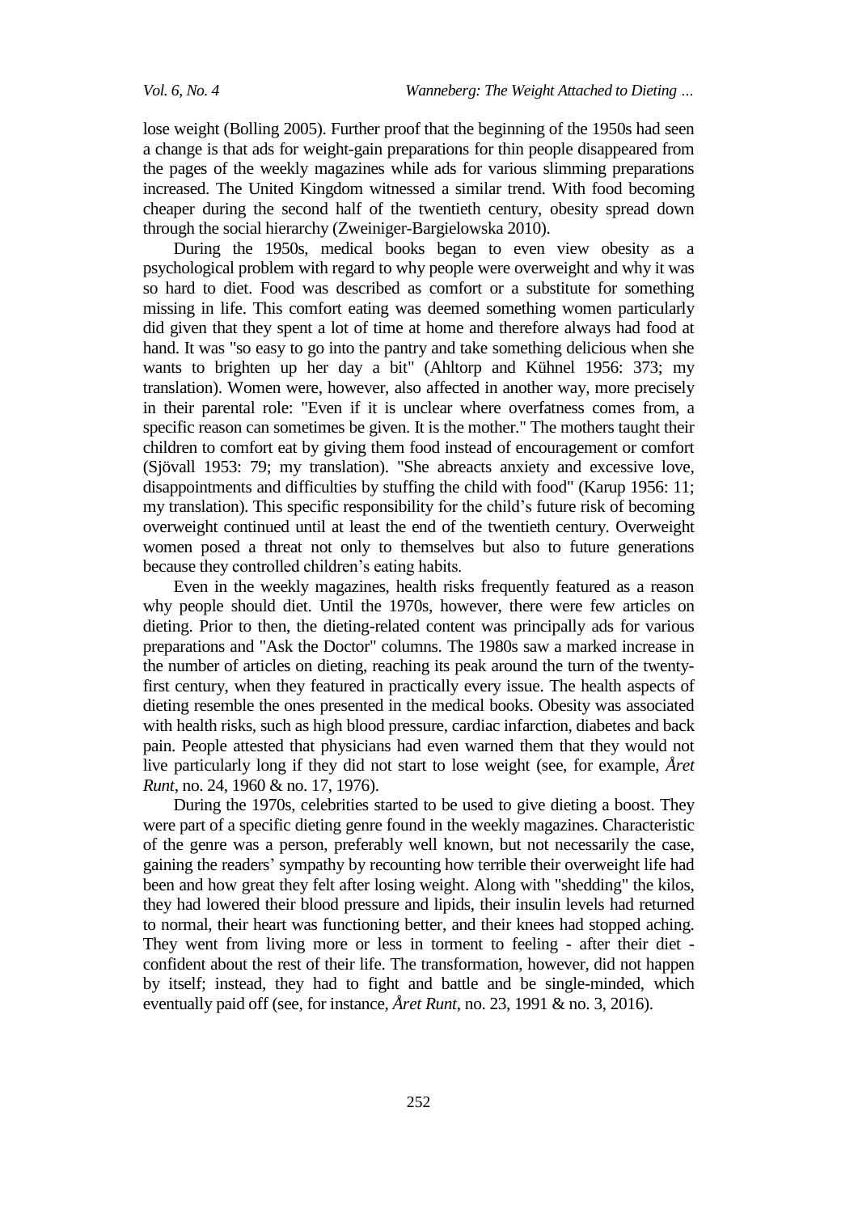lose weight (Bolling 2005). Further proof that the beginning of the 1950s had seen a change is that ads for weight-gain preparations for thin people disappeared from the pages of the weekly magazines while ads for various slimming preparations increased. The United Kingdom witnessed a similar trend. With food becoming cheaper during the second half of the twentieth century, obesity spread down through the social hierarchy (Zweiniger-Bargielowska 2010).

During the 1950s, medical books began to even view obesity as a psychological problem with regard to why people were overweight and why it was so hard to diet. Food was described as comfort or a substitute for something missing in life. This comfort eating was deemed something women particularly did given that they spent a lot of time at home and therefore always had food at hand. It was "so easy to go into the pantry and take something delicious when she wants to brighten up her day a bit" (Ahltorp and Kühnel 1956: 373; my translation). Women were, however, also affected in another way, more precisely in their parental role: "Even if it is unclear where overfatness comes from, a specific reason can sometimes be given. It is the mother." The mothers taught their children to comfort eat by giving them food instead of encouragement or comfort (Sjövall 1953: 79; my translation). "She abreacts anxiety and excessive love, disappointments and difficulties by stuffing the child with food" (Karup 1956: 11; my translation). This specific responsibility for the child's future risk of becoming overweight continued until at least the end of the twentieth century. Overweight women posed a threat not only to themselves but also to future generations because they controlled children's eating habits.

Even in the weekly magazines, health risks frequently featured as a reason why people should diet. Until the 1970s, however, there were few articles on dieting. Prior to then, the dieting-related content was principally ads for various preparations and "Ask the Doctor" columns. The 1980s saw a marked increase in the number of articles on dieting, reaching its peak around the turn of the twenty-first century, when they featured in practically every issue. The health aspects of dieting resemble the ones presented in the medical books. Obesity was associated with health risks, such as high blood pressure, cardiac infarction, diabetes and back pain. People attested that physicians had even warned them that they would not live particularly long if they did not start to lose weight (see, for example, *Året Runt*, no. 24, 1960 & no. 17, 1976).

During the 1970s, celebrities started to be used to give dieting a boost. They were part of a specific dieting genre found in the weekly magazines. Characteristic of the genre was a person, preferably well known, but not necessarily the case, gaining the readers' sympathy by recounting how terrible their overweight life had been and how great they felt after losing weight. Along with "shedding" the kilos, they had lowered their blood pressure and lipids, their insulin levels had returned to normal, their heart was functioning better, and their knees had stopped aching. They went from living more or less in torment to feeling - after their diet - confident about the rest of their life. The transformation, however, did not happen by itself; instead, they had to fight and battle and be single-minded, which eventually paid off (see, for instance, *Året Runt*, no. 23, 1991 & no. 3, 2016).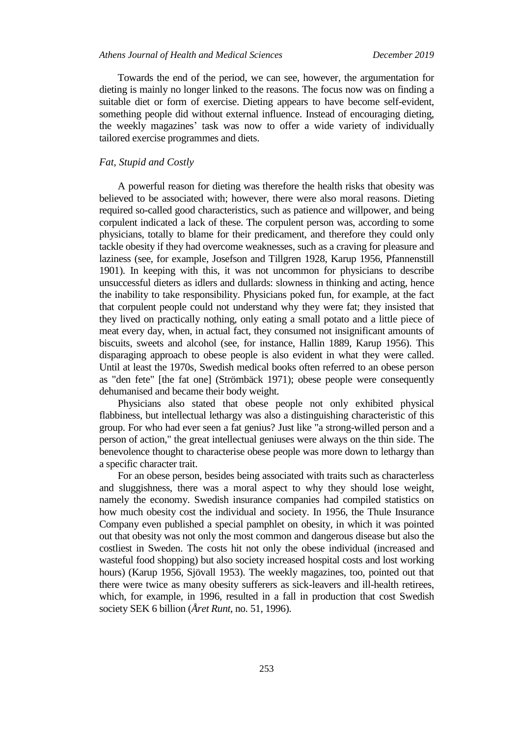Towards the end of the period, we can see, however, the argumentation for dieting is mainly no longer linked to the reasons. The focus now was on finding a suitable diet or form of exercise. Dieting appears to have become self-evident, something people did without external influence. Instead of encouraging dieting, the weekly magazines' task was now to offer a wide variety of individually tailored exercise programmes and diets.

### *Fat, Stupid and Costly*

A powerful reason for dieting was therefore the health risks that obesity was believed to be associated with; however, there were also moral reasons. Dieting required so-called good characteristics, such as patience and willpower, and being corpulent indicated a lack of these. The corpulent person was, according to some physicians, totally to blame for their predicament, and therefore they could only tackle obesity if they had overcome weaknesses, such as a craving for pleasure and laziness (see, for example, Josefson and Tillgren 1928, Karup 1956, Pfannenstill 1901). In keeping with this, it was not uncommon for physicians to describe unsuccessful dieters as idlers and dullards: slowness in thinking and acting, hence the inability to take responsibility. Physicians poked fun, for example, at the fact that corpulent people could not understand why they were fat; they insisted that they lived on practically nothing, only eating a small potato and a little piece of meat every day, when, in actual fact, they consumed not insignificant amounts of biscuits, sweets and alcohol (see, for instance, Hallin 1889, Karup 1956). This disparaging approach to obese people is also evident in what they were called. Until at least the 1970s, Swedish medical books often referred to an obese person as "den fete" [the fat one] (Strömbäck 1971); obese people were consequently dehumanised and became their body weight.

Physicians also stated that obese people not only exhibited physical flabbiness, but intellectual lethargy was also a distinguishing characteristic of this group. For who had ever seen a fat genius? Just like "a strong-willed person and a person of action," the great intellectual geniuses were always on the thin side. The benevolence thought to characterise obese people was more down to lethargy than a specific character trait.

For an obese person, besides being associated with traits such as characterless and sluggishness, there was a moral aspect to why they should lose weight, namely the economy. Swedish insurance companies had compiled statistics on how much obesity cost the individual and society. In 1956, the Thule Insurance Company even published a special pamphlet on obesity, in which it was pointed out that obesity was not only the most common and dangerous disease but also the costliest in Sweden. The costs hit not only the obese individual (increased and wasteful food shopping) but also society increased hospital costs and lost working hours) (Karup 1956, Sjövall 1953). The weekly magazines, too, pointed out that there were twice as many obesity sufferers as sick-leavers and ill-health retirees, which, for example, in 1996, resulted in a fall in production that cost Swedish society SEK 6 billion (*Året Runt*, no. 51, 1996).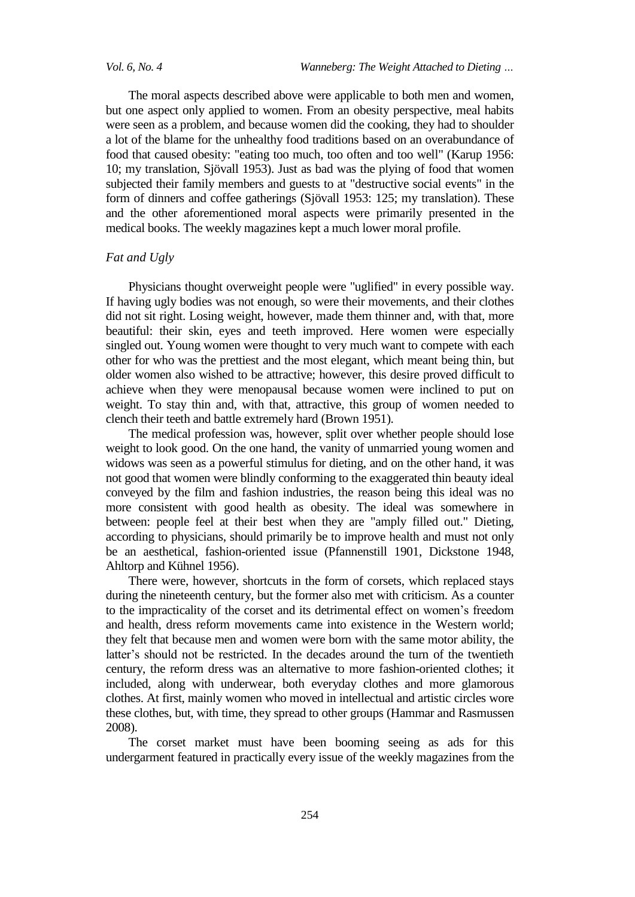The moral aspects described above were applicable to both men and women, but one aspect only applied to women. From an obesity perspective, meal habits were seen as a problem, and because women did the cooking, they had to shoulder a lot of the blame for the unhealthy food traditions based on an overabundance of food that caused obesity: "eating too much, too often and too well" (Karup 1956: 10; my translation, Sjövall 1953). Just as bad was the plying of food that women subjected their family members and guests to at "destructive social events" in the form of dinners and coffee gatherings (Sjövall 1953: 125; my translation). These and the other aforementioned moral aspects were primarily presented in the medical books. The weekly magazines kept a much lower moral profile.

### *Fat and Ugly*

Physicians thought overweight people were "uglified" in every possible way. If having ugly bodies was not enough, so were their movements, and their clothes did not sit right. Losing weight, however, made them thinner and, with that, more beautiful: their skin, eyes and teeth improved. Here women were especially singled out. Young women were thought to very much want to compete with each other for who was the prettiest and the most elegant, which meant being thin, but older women also wished to be attractive; however, this desire proved difficult to achieve when they were menopausal because women were inclined to put on weight. To stay thin and, with that, attractive, this group of women needed to clench their teeth and battle extremely hard (Brown 1951).

The medical profession was, however, split over whether people should lose weight to look good. On the one hand, the vanity of unmarried young women and widows was seen as a powerful stimulus for dieting, and on the other hand, it was not good that women were blindly conforming to the exaggerated thin beauty ideal conveyed by the film and fashion industries, the reason being this ideal was no more consistent with good health as obesity. The ideal was somewhere in between: people feel at their best when they are "amply filled out." Dieting, according to physicians, should primarily be to improve health and must not only be an aesthetical, fashion-oriented issue (Pfannenstill 1901, Dickstone 1948, Ahltorp and Kühnel 1956).

There were, however, shortcuts in the form of corsets, which replaced stays during the nineteenth century, but the former also met with criticism. As a counter to the impracticality of the corset and its detrimental effect on women's freedom and health, dress reform movements came into existence in the Western world; they felt that because men and women were born with the same motor ability, the latter's should not be restricted. In the decades around the turn of the twentieth century, the reform dress was an alternative to more fashion-oriented clothes; it included, along with underwear, both everyday clothes and more glamorous clothes. At first, mainly women who moved in intellectual and artistic circles wore these clothes, but, with time, they spread to other groups (Hammar and Rasmussen 2008).

The corset market must have been booming seeing as ads for this undergarment featured in practically every issue of the weekly magazines from the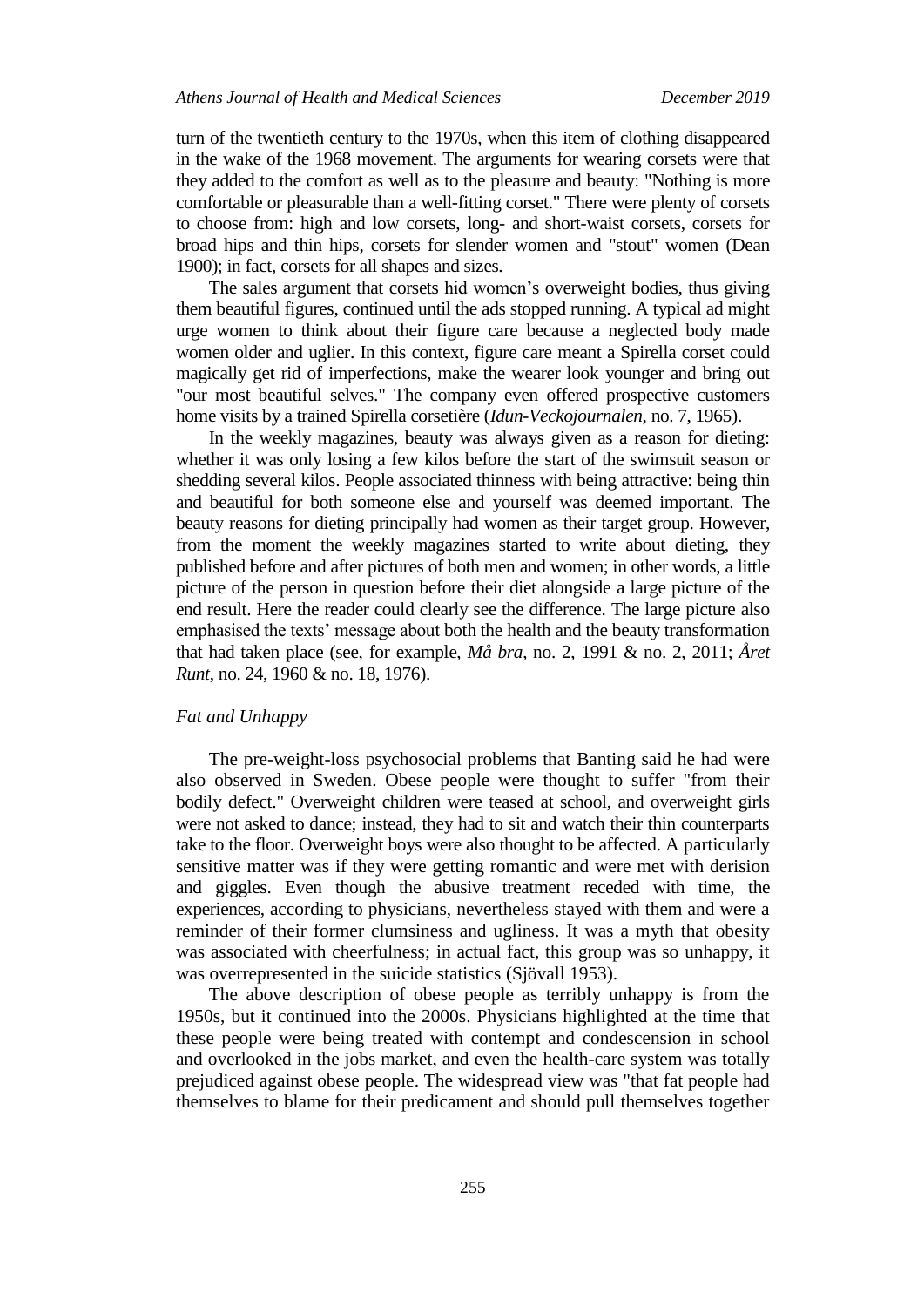turn of the twentieth century to the 1970s, when this item of clothing disappeared in the wake of the 1968 movement. The arguments for wearing corsets were that they added to the comfort as well as to the pleasure and beauty: "Nothing is more comfortable or pleasurable than a well-fitting corset." There were plenty of corsets to choose from: high and low corsets, long- and short-waist corsets, corsets for broad hips and thin hips, corsets for slender women and "stout" women (Dean 1900); in fact, corsets for all shapes and sizes.

The sales argument that corsets hid women's overweight bodies, thus giving them beautiful figures, continued until the ads stopped running. A typical ad might urge women to think about their figure care because a neglected body made women older and uglier. In this context, figure care meant a Spirella corset could magically get rid of imperfections, make the wearer look younger and bring out "our most beautiful selves." The company even offered prospective customers home visits by a trained Spirella corsetière (*Idun-Veckojournalen*, no. 7, 1965).

In the weekly magazines, beauty was always given as a reason for dieting: whether it was only losing a few kilos before the start of the swimsuit season or shedding several kilos. People associated thinness with being attractive: being thin and beautiful for both someone else and yourself was deemed important. The beauty reasons for dieting principally had women as their target group. However, from the moment the weekly magazines started to write about dieting, they published before and after pictures of both men and women; in other words, a little picture of the person in question before their diet alongside a large picture of the end result. Here the reader could clearly see the difference. The large picture also emphasised the texts' message about both the health and the beauty transformation that had taken place (see, for example, *Må bra*, no. 2, 1991 & no. 2, 2011; *Året Runt*, no. 24, 1960 & no. 18, 1976).

### *Fat and Unhappy*

The pre-weight-loss psychosocial problems that Banting said he had were also observed in Sweden. Obese people were thought to suffer "from their bodily defect." Overweight children were teased at school, and overweight girls were not asked to dance; instead, they had to sit and watch their thin counterparts take to the floor. Overweight boys were also thought to be affected. A particularly sensitive matter was if they were getting romantic and were met with derision and giggles. Even though the abusive treatment receded with time, the experiences, according to physicians, nevertheless stayed with them and were a reminder of their former clumsiness and ugliness. It was a myth that obesity was associated with cheerfulness; in actual fact, this group was so unhappy, it was overrepresented in the suicide statistics (Sjövall 1953).

The above description of obese people as terribly unhappy is from the 1950s, but it continued into the 2000s. Physicians highlighted at the time that these people were being treated with contempt and condescension in school and overlooked in the jobs market, and even the health-care system was totally prejudiced against obese people. The widespread view was "that fat people had themselves to blame for their predicament and should pull themselves together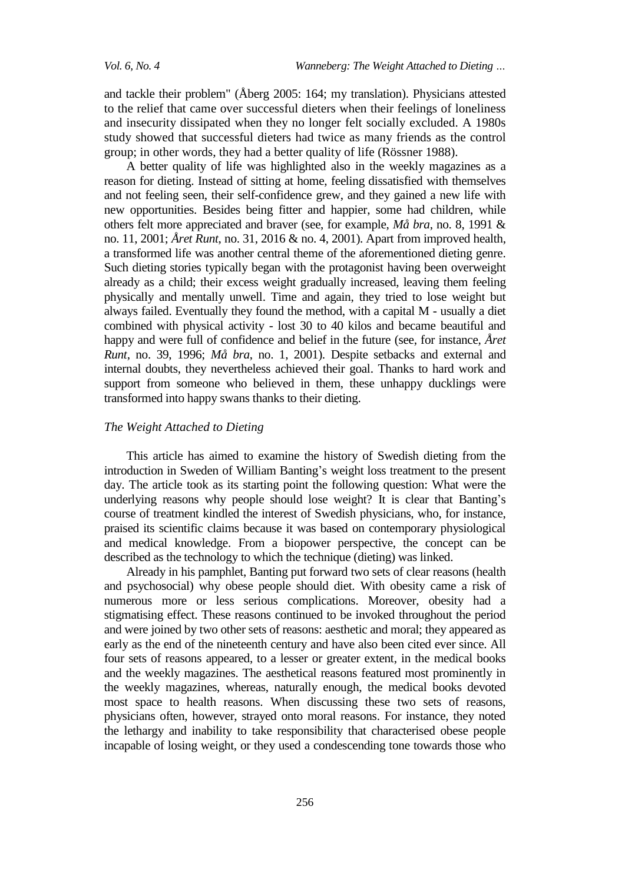and tackle their problem" (Åberg 2005: 164; my translation). Physicians attested to the relief that came over successful dieters when their feelings of loneliness and insecurity dissipated when they no longer felt socially excluded. A 1980s study showed that successful dieters had twice as many friends as the control group; in other words, they had a better quality of life (Rössner 1988).

A better quality of life was highlighted also in the weekly magazines as a reason for dieting. Instead of sitting at home, feeling dissatisfied with themselves and not feeling seen, their self-confidence grew, and they gained a new life with new opportunities. Besides being fitter and happier, some had children, while others felt more appreciated and braver (see, for example, *Må bra*, no. 8, 1991 & no. 11, 2001; *Året Runt*, no. 31, 2016 & no. 4, 2001). Apart from improved health, a transformed life was another central theme of the aforementioned dieting genre. Such dieting stories typically began with the protagonist having been overweight already as a child; their excess weight gradually increased, leaving them feeling physically and mentally unwell. Time and again, they tried to lose weight but always failed. Eventually they found the method, with a capital M - usually a diet combined with physical activity - lost 30 to 40 kilos and became beautiful and happy and were full of confidence and belief in the future (see, for instance, *Året Runt*, no. 39, 1996; *Må bra*, no. 1, 2001). Despite setbacks and external and internal doubts, they nevertheless achieved their goal. Thanks to hard work and support from someone who believed in them, these unhappy ducklings were transformed into happy swans thanks to their dieting.

### *The Weight Attached to Dieting*

This article has aimed to examine the history of Swedish dieting from the introduction in Sweden of William Banting's weight loss treatment to the present day. The article took as its starting point the following question: What were the underlying reasons why people should lose weight? It is clear that Banting's course of treatment kindled the interest of Swedish physicians, who, for instance, praised its scientific claims because it was based on contemporary physiological and medical knowledge. From a biopower perspective, the concept can be described as the technology to which the technique (dieting) was linked.

Already in his pamphlet, Banting put forward two sets of clear reasons (health and psychosocial) why obese people should diet. With obesity came a risk of numerous more or less serious complications. Moreover, obesity had a stigmatising effect. These reasons continued to be invoked throughout the period and were joined by two other sets of reasons: aesthetic and moral; they appeared as early as the end of the nineteenth century and have also been cited ever since. All four sets of reasons appeared, to a lesser or greater extent, in the medical books and the weekly magazines. The aesthetical reasons featured most prominently in the weekly magazines, whereas, naturally enough, the medical books devoted most space to health reasons. When discussing these two sets of reasons, physicians often, however, strayed onto moral reasons. For instance, they noted the lethargy and inability to take responsibility that characterised obese people incapable of losing weight, or they used a condescending tone towards those who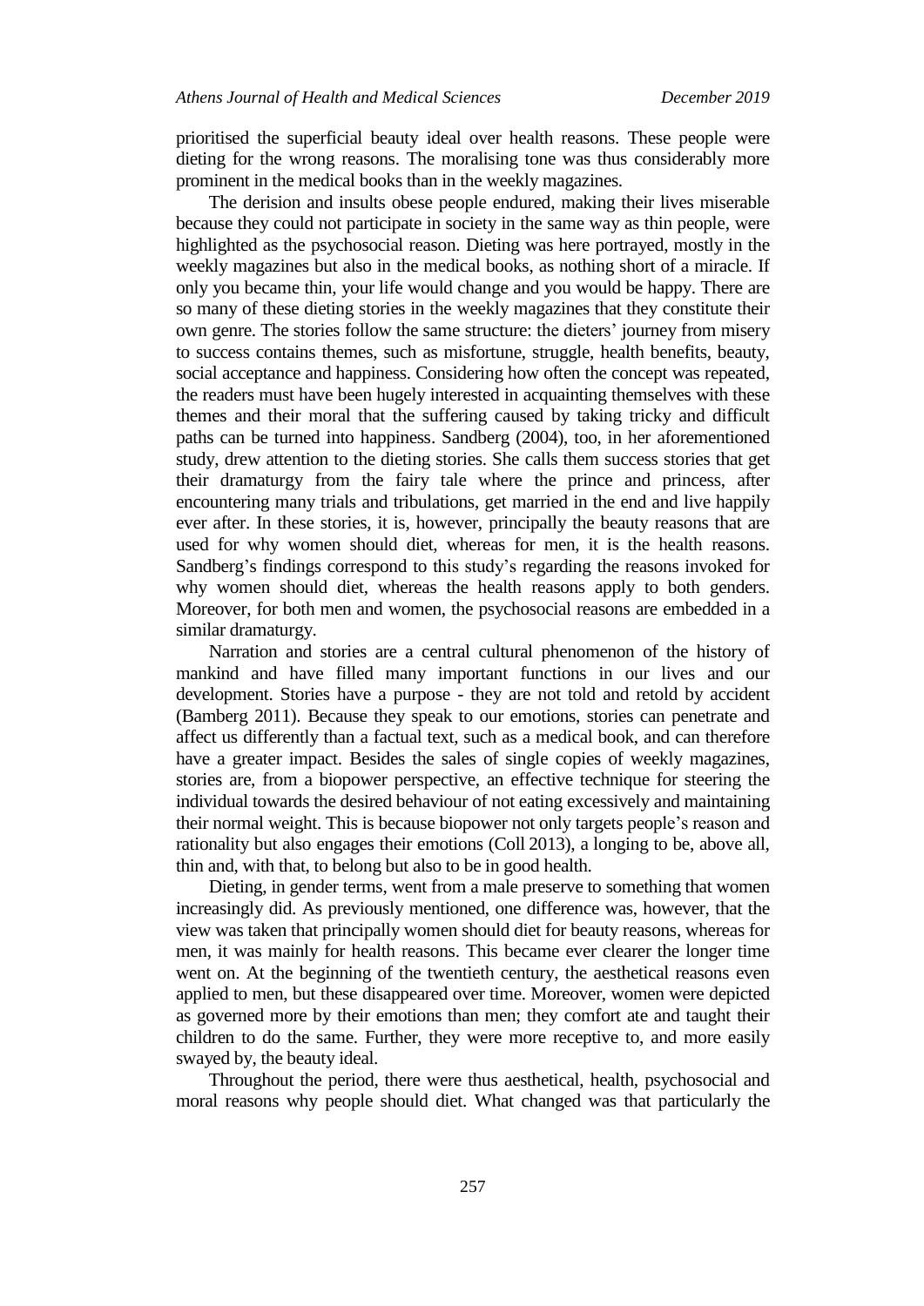prioritised the superficial beauty ideal over health reasons. These people were dieting for the wrong reasons. The moralising tone was thus considerably more prominent in the medical books than in the weekly magazines.

The derision and insults obese people endured, making their lives miserable because they could not participate in society in the same way as thin people, were highlighted as the psychosocial reason. Dieting was here portrayed, mostly in the weekly magazines but also in the medical books, as nothing short of a miracle. If only you became thin, your life would change and you would be happy. There are so many of these dieting stories in the weekly magazines that they constitute their own genre. The stories follow the same structure: the dieters' journey from misery to success contains themes, such as misfortune, struggle, health benefits, beauty, social acceptance and happiness. Considering how often the concept was repeated, the readers must have been hugely interested in acquainting themselves with these themes and their moral that the suffering caused by taking tricky and difficult paths can be turned into happiness. Sandberg (2004), too, in her aforementioned study, drew attention to the dieting stories. She calls them success stories that get their dramaturgy from the fairy tale where the prince and princess, after encountering many trials and tribulations, get married in the end and live happily ever after. In these stories, it is, however, principally the beauty reasons that are used for why women should diet, whereas for men, it is the health reasons. Sandberg's findings correspond to this study's regarding the reasons invoked for why women should diet, whereas the health reasons apply to both genders. Moreover, for both men and women, the psychosocial reasons are embedded in a similar dramaturgy.

Narration and stories are a central cultural phenomenon of the history of mankind and have filled many important functions in our lives and our development. Stories have a purpose - they are not told and retold by accident (Bamberg 2011). Because they speak to our emotions, stories can penetrate and affect us differently than a factual text, such as a medical book, and can therefore have a greater impact. Besides the sales of single copies of weekly magazines, stories are, from a biopower perspective, an effective technique for steering the individual towards the desired behaviour of not eating excessively and maintaining their normal weight. This is because biopower not only targets people's reason and rationality but also engages their emotions (Coll 2013), a longing to be, above all, thin and, with that, to belong but also to be in good health.

Dieting, in gender terms, went from a male preserve to something that women increasingly did. As previously mentioned, one difference was, however, that the view was taken that principally women should diet for beauty reasons, whereas for men, it was mainly for health reasons. This became ever clearer the longer time went on. At the beginning of the twentieth century, the aesthetical reasons even applied to men, but these disappeared over time. Moreover, women were depicted as governed more by their emotions than men; they comfort ate and taught their children to do the same. Further, they were more receptive to, and more easily swayed by, the beauty ideal.

Throughout the period, there were thus aesthetical, health, psychosocial and moral reasons why people should diet. What changed was that particularly the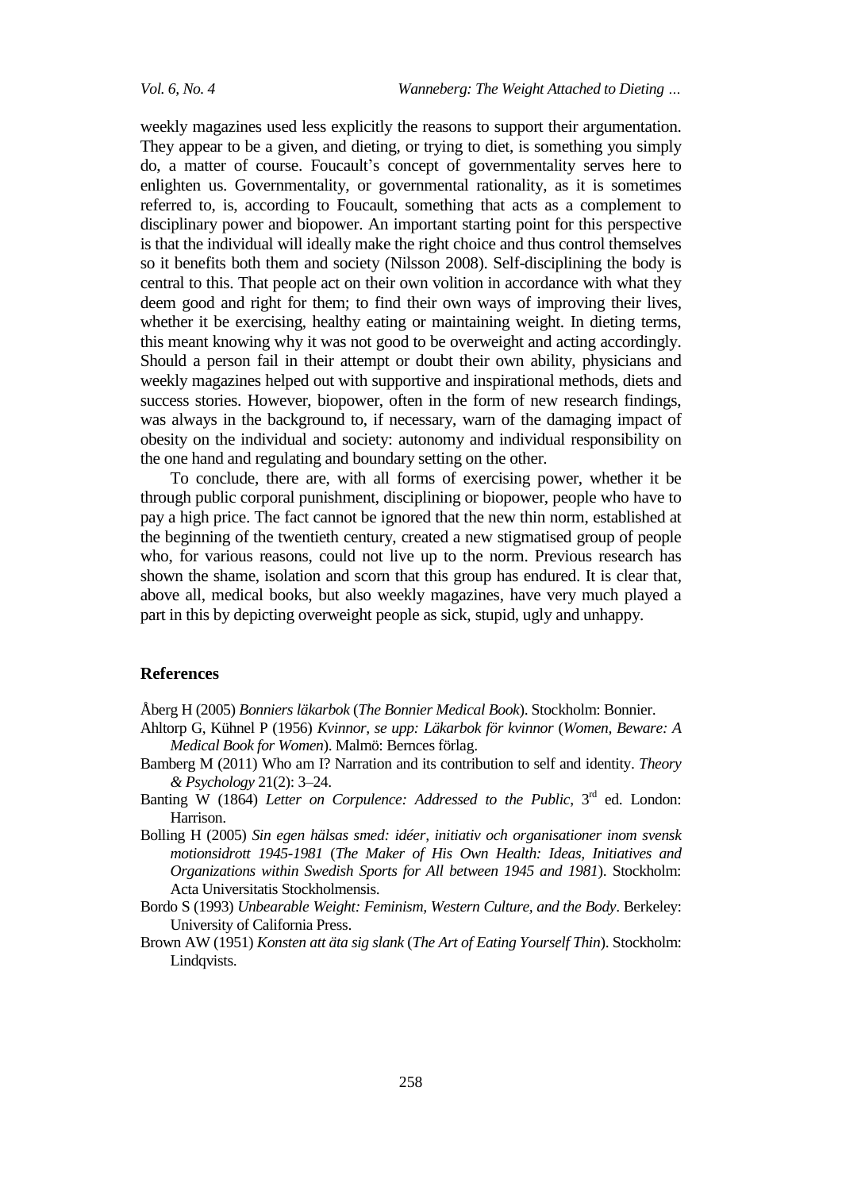weekly magazines used less explicitly the reasons to support their argumentation. They appear to be a given, and dieting, or trying to diet, is something you simply do, a matter of course. Foucault's concept of governmentality serves here to enlighten us. Governmentality, or governmental rationality, as it is sometimes referred to, is, according to Foucault, something that acts as a complement to disciplinary power and biopower. An important starting point for this perspective is that the individual will ideally make the right choice and thus control themselves so it benefits both them and society (Nilsson 2008). Self-disciplining the body is central to this. That people act on their own volition in accordance with what they deem good and right for them; to find their own ways of improving their lives, whether it be exercising, healthy eating or maintaining weight. In dieting terms, this meant knowing why it was not good to be overweight and acting accordingly. Should a person fail in their attempt or doubt their own ability, physicians and weekly magazines helped out with supportive and inspirational methods, diets and success stories. However, biopower, often in the form of new research findings, was always in the background to, if necessary, warn of the damaging impact of obesity on the individual and society: autonomy and individual responsibility on the one hand and regulating and boundary setting on the other.

To conclude, there are, with all forms of exercising power, whether it be through public corporal punishment, disciplining or biopower, people who have to pay a high price. The fact cannot be ignored that the new thin norm, established at the beginning of the twentieth century, created a new stigmatised group of people who, for various reasons, could not live up to the norm. Previous research has shown the shame, isolation and scorn that this group has endured. It is clear that, above all, medical books, but also weekly magazines, have very much played a part in this by depicting overweight people as sick, stupid, ugly and unhappy.

## References

Åberg H (2005) *Bonniers läkarbok* (*The Bonnier Medical Book*). Stockholm: Bonnier.

Ahltorp G, Kühnel P (1956) *Kvinnor, se upp: Läkarbok för kvinnor* (*Women, Beware: A Medical Book for Women*). Malmö: Bernces förlag.

Bamberg M (2011) Who am I? Narration and its contribution to self and identity. *Theory & Psychology* 21(2): 3–24.

Banting W (1864) *Letter on Corpulence: Addressed to the Public*, 3rd ed. London: Harrison.

Bolling H (2005) *Sin egen hälsas smed: idéer, initiativ och organisationer inom svensk motionsidrott 1945-1981* (*The Maker of His Own Health: Ideas, Initiatives and Organizations within Swedish Sports for All between 1945 and 1981*). Stockholm: Acta Universitatis Stockholmensis.

Bordo S (1993) *Unbearable Weight: Feminism, Western Culture, and the Body*. Berkeley: University of California Press.

Brown AW (1951) *Konsten att äta sig slank* (*The Art of Eating Yourself Thin*). Stockholm: Lindqvists.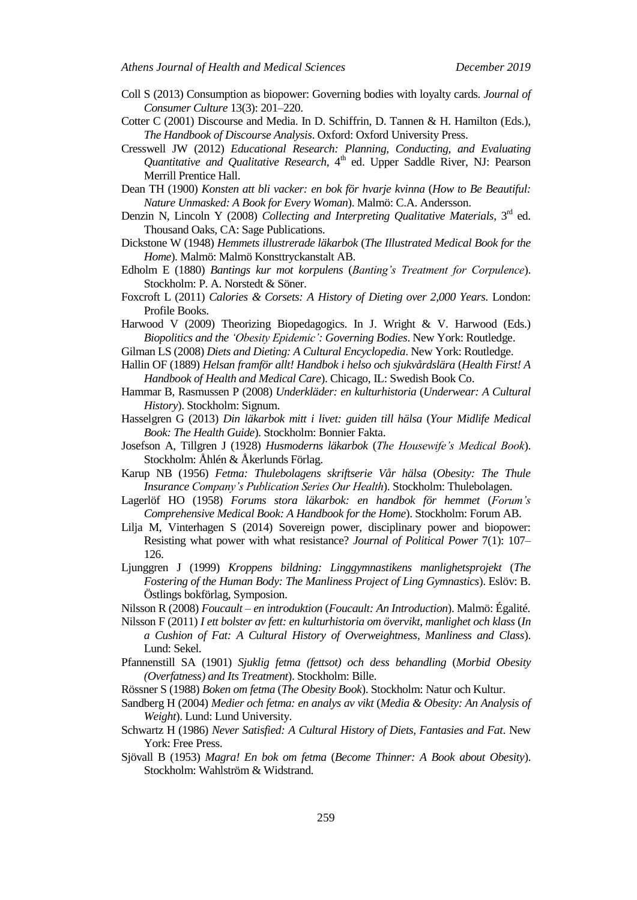Coll S (2013) Consumption as biopower: Governing bodies with loyalty cards. *Journal of Consumer Culture* 13(3): 201–220.

Cotter C (2001) Discourse and Media. In D. Schiffrin, D. Tannen & H. Hamilton (Eds.), *The Handbook of Discourse Analysis*. Oxford: Oxford University Press.

Cresswell JW (2012) *Educational Research: Planning, Conducting, and Evaluating Quantitative and Qualitative Research*, 4th ed. Upper Saddle River, NJ: Pearson Merrill Prentice Hall.

Dean TH (1900) *Konsten att bli vacker: en bok för hvarje kvinna* (*How to Be Beautiful: Nature Unmasked: A Book for Every Woman*). Malmö: C.A. Andersson.

Denzin N, Lincoln Y (2008) *Collecting and Interpreting Qualitative Materials*, 3rd ed. Thousand Oaks, CA: Sage Publications.

Dickstone W (1948) *Hemmets illustrerade läkarbok* (*The Illustrated Medical Book for the Home*). Malmö: Malmö Konsttryckanstalt AB.

Edholm E (1880) *Bantings kur mot korpulens* (*Banting's Treatment for Corpulence*). Stockholm: P. A. Norstedt & Söner.

Foxcroft L (2011) *Calories & Corsets: A History of Dieting over 2,000 Years*. London: Profile Books.

Harwood V (2009) Theorizing Biopedagogics. In J. Wright & V. Harwood (Eds.) *Biopolitics and the 'Obesity Epidemic': Governing Bodies*. New York: Routledge.

Gilman LS (2008) *Diets and Dieting: A Cultural Encyclopedia*. New York: Routledge.

Hallin OF (1889) *Helsan framför allt! Handbok i helso och sjukvårdslära* (*Health First! A Handbook of Health and Medical Care*). Chicago, IL: Swedish Book Co.

Hammar B, Rasmussen P (2008) *Underkläder: en kulturhistoria* (*Underwear: A Cultural History*). Stockholm: Signum.

Hasselgren G (2013) *Din läkarbok mitt i livet: guiden till hälsa* (*Your Midlife Medical Book: The Health Guide*). Stockholm: Bonnier Fakta.

Josefson A, Tillgren J (1928) *Husmoderns läkarbok* (*The Housewife's Medical Book*). Stockholm: Åhlén & Åkerlunds Förlag.

Karup NB (1956) *Fetma: Thulebolagens skriftserie Vår hälsa* (*Obesity: The Thule Insurance Company's Publication Series Our Health*). Stockholm: Thulebolagen.

Lagerlöf HO (1958) *Forums stora läkarbok: en handbok för hemmet* (*Forum's Comprehensive Medical Book: A Handbook for the Home*). Stockholm: Forum AB.

Lilja M, Vinterhagen S (2014) Sovereign power, disciplinary power and biopower: Resisting what power with what resistance? *Journal of Political Power* 7(1): 107–126.

Ljunggren J (1999) *Kroppens bildning: Linggymnastikens manlighetsprojekt* (*The Fostering of the Human Body: The Manliness Project of Ling Gymnastics*). Eslöv: B. Östlings bokförlag, Symposion.

Nilsson R (2008) *Foucault – en introduktion* (*Foucault: An Introduction*). Malmö: Égalité.

Nilsson F (2011) *I ett bolster av fett: en kulturhistoria om övervikt, manlighet och klass* (*In a Cushion of Fat: A Cultural History of Overweightness, Manliness and Class*). Lund: Sekel.

Pfannenstill SA (1901) *Sjuklig fetma (fettsot) och dess behandling* (*Morbid Obesity (Overfatness) and Its Treatment*). Stockholm: Bille.

Rössner S (1988) *Boken om fetma* (*The Obesity Book*). Stockholm: Natur och Kultur.

Sandberg H (2004) *Medier och fetma: en analys av vikt* (*Media & Obesity: An Analysis of Weight*). Lund: Lund University.

Schwartz H (1986) *Never Satisfied: A Cultural History of Diets, Fantasies and Fat*. New York: Free Press.

Sjövall B (1953) *Magra! En bok om fetma* (*Become Thinner: A Book about Obesity*). Stockholm: Wahlström & Widstrand.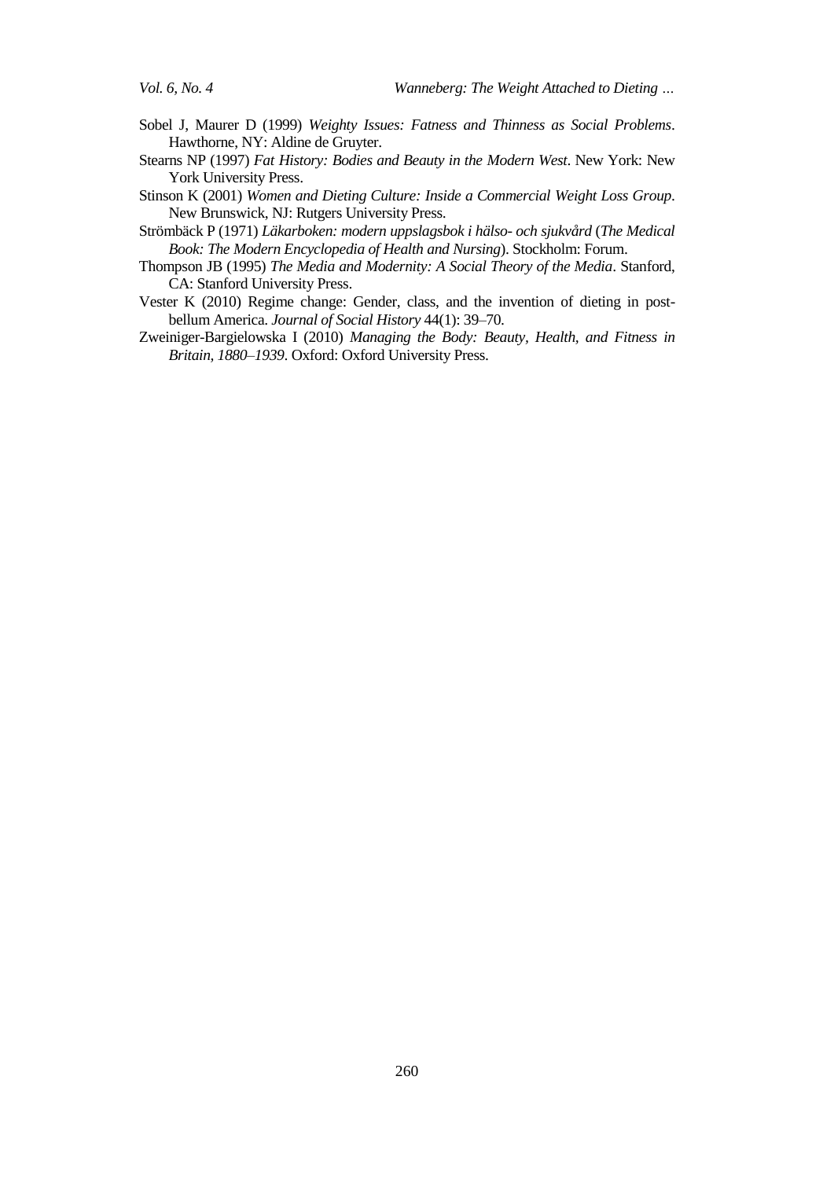Sobel J, Maurer D (1999) *Weighty Issues: Fatness and Thinness as Social Problems*. Hawthorne, NY: Aldine de Gruyter.

Stearns NP (1997) *Fat History: Bodies and Beauty in the Modern West*. New York: New York University Press.

Stinson K (2001) *Women and Dieting Culture: Inside a Commercial Weight Loss Group*. New Brunswick, NJ: Rutgers University Press.

Strömbäck P (1971) *Läkarboken: modern uppslagsbok i hälso- och sjukvård* (*The Medical Book: The Modern Encyclopedia of Health and Nursing*). Stockholm: Forum.

Thompson JB (1995) *The Media and Modernity: A Social Theory of the Media*. Stanford, CA: Stanford University Press.

Vester K (2010) Regime change: Gender, class, and the invention of dieting in post-bellum America. *Journal of Social History* 44(1): 39–70.

Zweiniger-Bargielowska I (2010) *Managing the Body: Beauty, Health, and Fitness in Britain, 1880–1939*. Oxford: Oxford University Press.